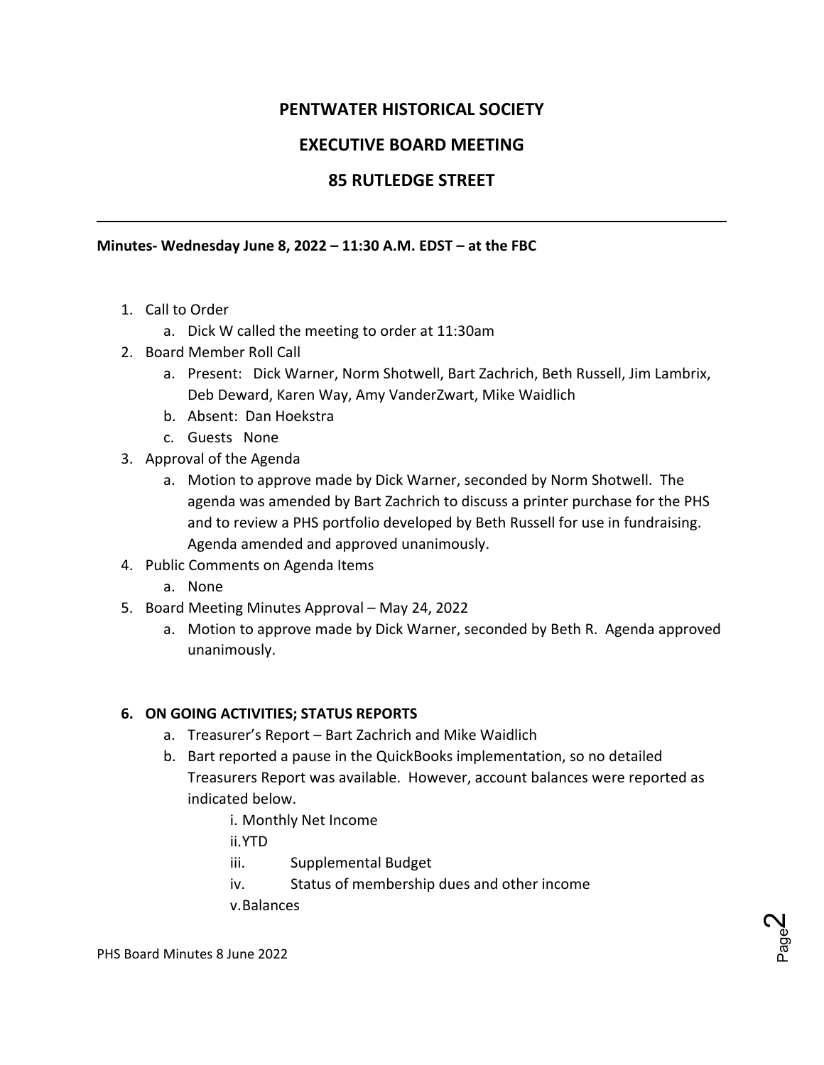# PENTWATER HISTORICAL SOCIETY

## EXECUTIVE BOARD MEETING

## 85 RUTLEDGE STREET

---

**Minutes- Wednesday June 8, 2022 – 11:30 A.M. EDST – at the FBC**

1. Call to Order
   a. Dick W called the meeting to order at 11:30am
2. Board Member Roll Call
   a. Present: Dick Warner, Norm Shotwell, Bart Zachrich, Beth Russell, Jim Lambrix, Deb Deward, Karen Way, Amy VanderZwart, Mike Waidlich
   b. Absent: Dan Hoekstra
   c. Guests None
3. Approval of the Agenda
   a. Motion to approve made by Dick Warner, seconded by Norm Shotwell. The agenda was amended by Bart Zachrich to discuss a printer purchase for the PHS and to review a PHS portfolio developed by Beth Russell for use in fundraising. Agenda amended and approved unanimously.
4. Public Comments on Agenda Items
   a. None
5. Board Meeting Minutes Approval – May 24, 2022
   a. Motion to approve made by Dick Warner, seconded by Beth R. Agenda approved unanimously.

**6. ON GOING ACTIVITIES; STATUS REPORTS**

   a. Treasurer's Report – Bart Zachrich and Mike Waidlich
   b. Bart reported a pause in the QuickBooks implementation, so no detailed Treasurers Report was available. However, account balances were reported as indicated below.
      i. Monthly Net Income
      ii. YTD
      iii. Supplemental Budget
      iv. Status of membership dues and other income
      v. Balances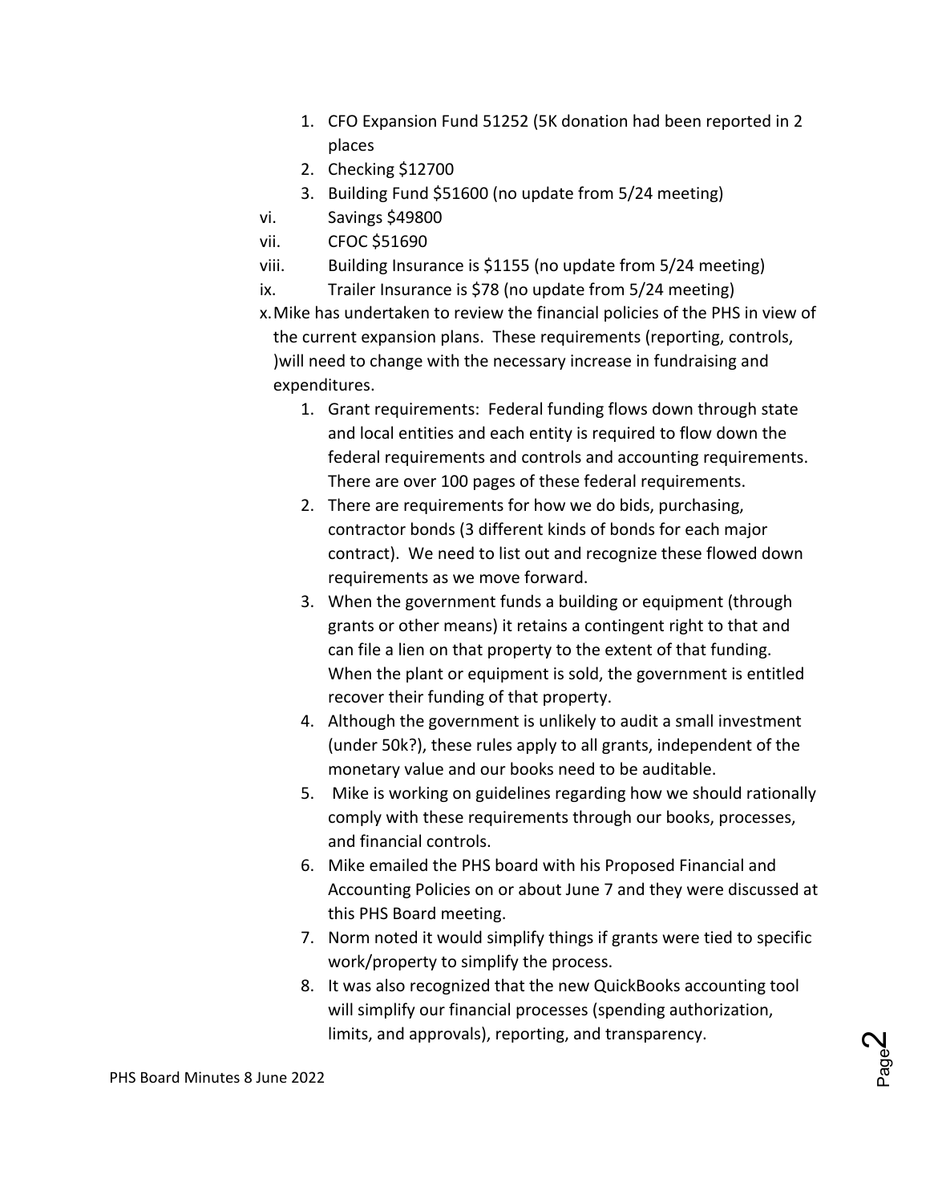1. CFO Expansion Fund 51252 (5K donation had been reported in 2 places
2. Checking $12700
3. Building Fund $51600 (no update from 5/24 meeting)

vi. Savings $49800

vii. CFOC $51690

viii. Building Insurance is $1155 (no update from 5/24 meeting)

ix. Trailer Insurance is $78 (no update from 5/24 meeting)

x. Mike has undertaken to review the financial policies of the PHS in view of the current expansion plans. These requirements (reporting, controls, )will need to change with the necessary increase in fundraising and expenditures.

1. Grant requirements: Federal funding flows down through state and local entities and each entity is required to flow down the federal requirements and controls and accounting requirements. There are over 100 pages of these federal requirements.
2. There are requirements for how we do bids, purchasing, contractor bonds (3 different kinds of bonds for each major contract). We need to list out and recognize these flowed down requirements as we move forward.
3. When the government funds a building or equipment (through grants or other means) it retains a contingent right to that and can file a lien on that property to the extent of that funding. When the plant or equipment is sold, the government is entitled recover their funding of that property.
4. Although the government is unlikely to audit a small investment (under 50k?), these rules apply to all grants, independent of the monetary value and our books need to be auditable.
5. Mike is working on guidelines regarding how we should rationally comply with these requirements through our books, processes, and financial controls.
6. Mike emailed the PHS board with his Proposed Financial and Accounting Policies on or about June 7 and they were discussed at this PHS Board meeting.
7. Norm noted it would simplify things if grants were tied to specific work/property to simplify the process.
8. It was also recognized that the new QuickBooks accounting tool will simplify our financial processes (spending authorization, limits, and approvals), reporting, and transparency.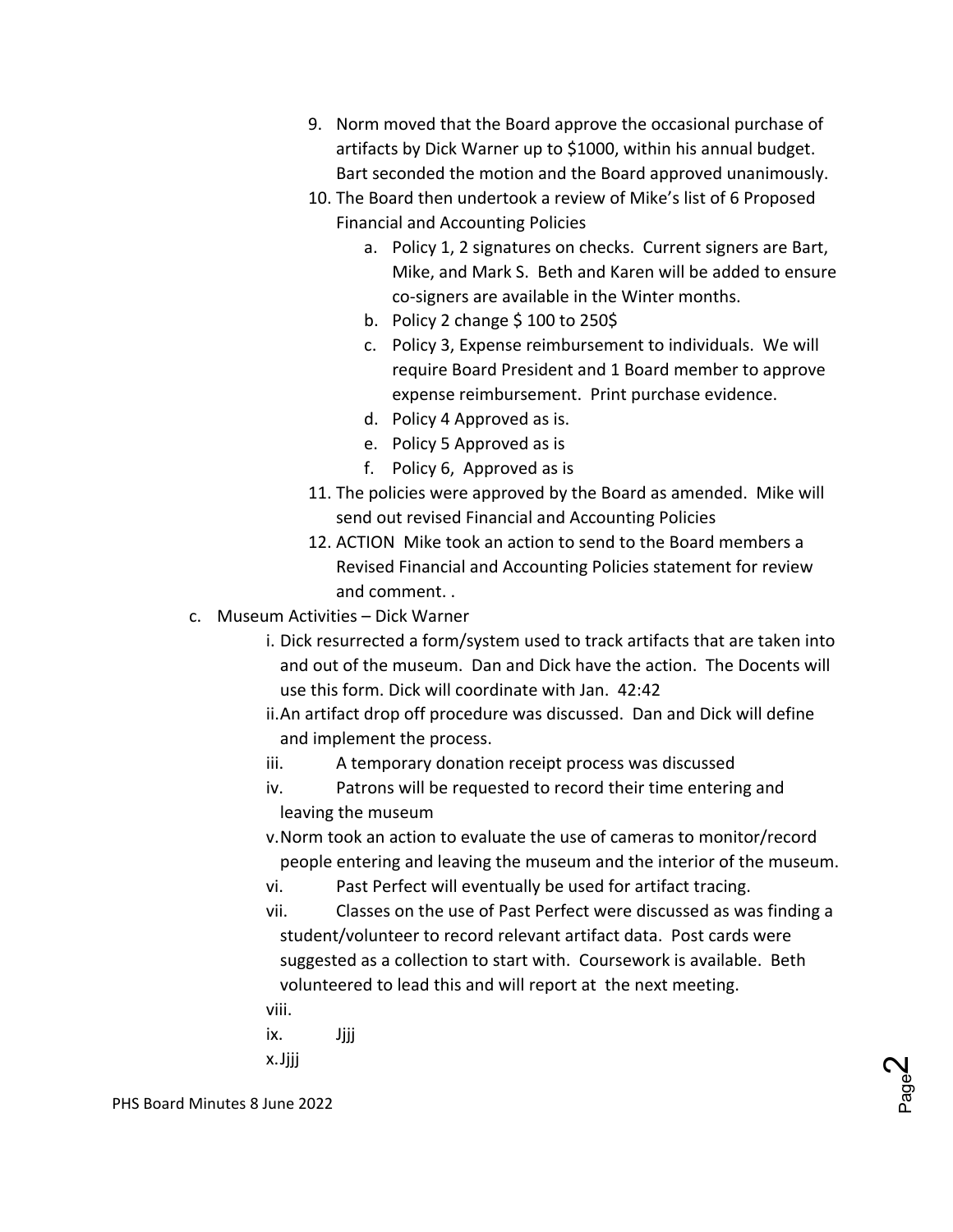9. Norm moved that the Board approve the occasional purchase of artifacts by Dick Warner up to $1000, within his annual budget. Bart seconded the motion and the Board approved unanimously.
10. The Board then undertook a review of Mike's list of 6 Proposed Financial and Accounting Policies
    a. Policy 1, 2 signatures on checks. Current signers are Bart, Mike, and Mark S. Beth and Karen will be added to ensure co-signers are available in the Winter months.
    b. Policy 2 change $ 100 to 250$
    c. Policy 3, Expense reimbursement to individuals. We will require Board President and 1 Board member to approve expense reimbursement. Print purchase evidence.
    d. Policy 4 Approved as is.
    e. Policy 5 Approved as is
    f. Policy 6, Approved as is
11. The policies were approved by the Board as amended. Mike will send out revised Financial and Accounting Policies
12. ACTION Mike took an action to send to the Board members a Revised Financial and Accounting Policies statement for review and comment. .

c. Museum Activities – Dick Warner
   i. Dick resurrected a form/system used to track artifacts that are taken into and out of the museum. Dan and Dick have the action. The Docents will use this form. Dick will coordinate with Jan. 42:42
   ii. An artifact drop off procedure was discussed. Dan and Dick will define and implement the process.
   iii. A temporary donation receipt process was discussed
   iv. Patrons will be requested to record their time entering and leaving the museum
   v. Norm took an action to evaluate the use of cameras to monitor/record people entering and leaving the museum and the interior of the museum.
   vi. Past Perfect will eventually be used for artifact tracing.
   vii. Classes on the use of Past Perfect were discussed as was finding a student/volunteer to record relevant artifact data. Post cards were suggested as a collection to start with. Coursework is available. Beth volunteered to lead this and will report at the next meeting.
   viii.
   ix. Jjjj
   x. Jjjj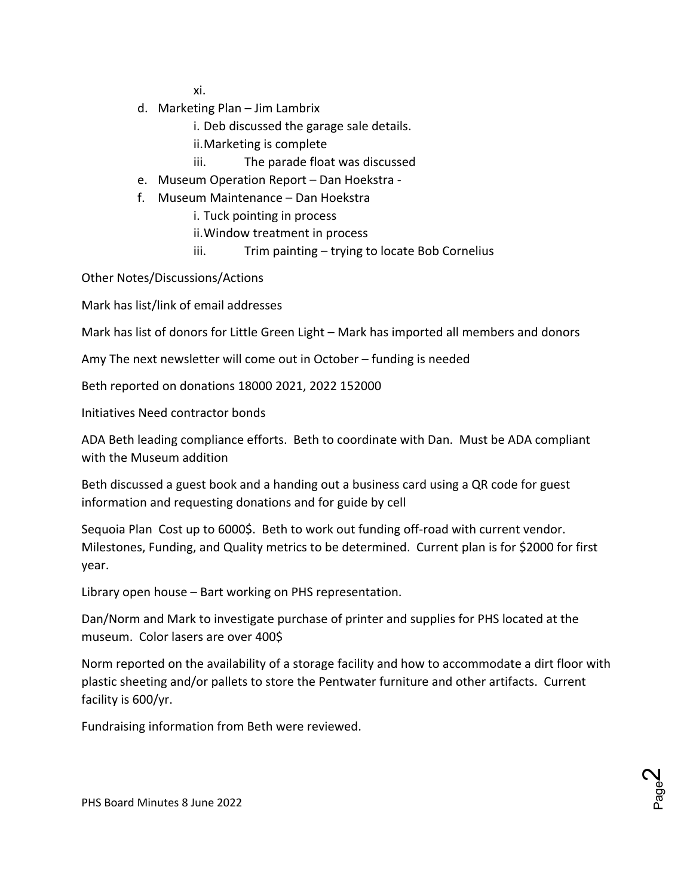xi.

d. Marketing Plan – Jim Lambrix
   i. Deb discussed the garage sale details.
   ii. Marketing is complete
   iii. The parade float was discussed
e. Museum Operation Report – Dan Hoekstra -
f. Museum Maintenance – Dan Hoekstra
   i. Tuck pointing in process
   ii. Window treatment in process
   iii. Trim painting – trying to locate Bob Cornelius

Other Notes/Discussions/Actions

Mark has list/link of email addresses

Mark has list of donors for Little Green Light – Mark has imported all members and donors

Amy The next newsletter will come out in October – funding is needed

Beth reported on donations 18000 2021, 2022 152000

Initiatives Need contractor bonds

ADA Beth leading compliance efforts. Beth to coordinate with Dan. Must be ADA compliant with the Museum addition

Beth discussed a guest book and a handing out a business card using a QR code for guest information and requesting donations and for guide by cell

Sequoia Plan Cost up to 6000$. Beth to work out funding off-road with current vendor. Milestones, Funding, and Quality metrics to be determined. Current plan is for $2000 for first year.

Library open house – Bart working on PHS representation.

Dan/Norm and Mark to investigate purchase of printer and supplies for PHS located at the museum. Color lasers are over 400$

Norm reported on the availability of a storage facility and how to accommodate a dirt floor with plastic sheeting and/or pallets to store the Pentwater furniture and other artifacts. Current facility is 600/yr.

Fundraising information from Beth were reviewed.